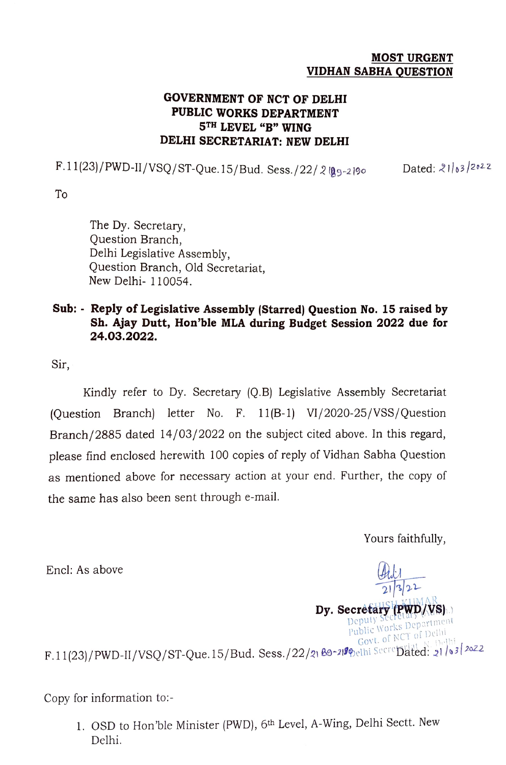**MOST URGENT**
**VIDHAN SABHA QUESTION**

**GOVERNMENT OF NCT OF DELHI**
**PUBLIC WORKS DEPARTMENT**
**5TH LEVEL "B" WING**
**DELHI SECRETARIAT: NEW DELHI**

F.11(23)/PWD-II/VSQ/ST-Que.15/Bud. Sess./22/2189-2190 Dated: 21/03/2022

To

The Dy. Secretary,
Question Branch,
Delhi Legislative Assembly,
Question Branch, Old Secretariat,
New Delhi- 110054.

**Sub: - Reply of Legislative Assembly (Starred) Question No. 15 raised by Sh. Ajay Dutt, Hon'ble MLA during Budget Session 2022 due for 24.03.2022.**

Sir,

Kindly refer to Dy. Secretary (Q.B) Legislative Assembly Secretariat (Question Branch) letter No. F. 11(B-1) VI/2020-25/VSS/Question Branch/2885 dated 14/03/2022 on the subject cited above. In this regard, please find enclosed herewith 100 copies of reply of Vidhan Sabha Question as mentioned above for necessary action at your end. Further, the copy of the same has also been sent through e-mail.

Yours faithfully,

Encl: As above

21/3/22
**Dy. Secretary (PWD/VS)**
ASHISH KUMAR
Deputy Secretary
Public Works Department
Govt. of NCT of Delhi
Delhi Secretariat, N. Delhi

F.11(23)/PWD-II/VSQ/ST-Que.15/Bud. Sess./22/2189-2190 Dated: 21/03/2022

Copy for information to:-

1. OSD to Hon'ble Minister (PWD), 6th Level, A-Wing, Delhi Sectt. New Delhi.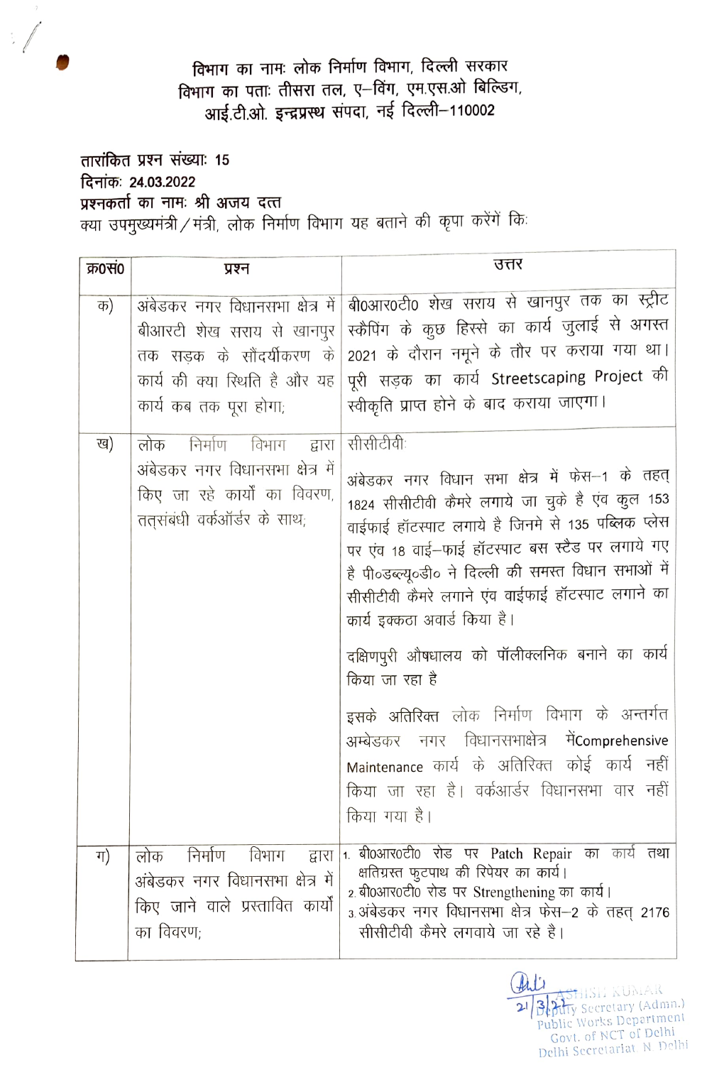**विभाग का नामः लोक निर्माण विभाग, दिल्ली सरकार**
**विभाग का पताः तीसरा तल, ए–विंग, एम.एस.ओ बिल्डिंग,**
**आई.टी.ओ. इन्द्रप्रस्थ संपदा, नई दिल्ली–110002**

**तारांकित प्रश्न संख्याः 15**
**दिनांकः 24.03.2022**
**प्रश्नकर्ता का नामः श्री अजय दत्त**

क्या उपमुख्यमंत्री / मंत्री, लोक निर्माण विभाग यह बताने की कृपा करेंगें किः

| क्र0सं0 | प्रश्न | उत्तर |
|---|---|---|
| क) | अंबेडकर नगर विधानसभा क्षेत्र में बीआरटी शेख सराय से खानपुर तक सड़क के सौंदर्यीकरण के कार्य की क्या स्थिति है और यह कार्य कब तक पूरा होगा; | बी0आर0टी0 शेख सराय से खानपुर तक का स्ट्रीट स्कैपिंग के कुछ हिस्से का कार्य जुलाई से अगस्त 2021 के दौरान नमूने के तौर पर कराया गया था। पूरी सड़क का कार्य Streetscaping Project की स्वीकृति प्राप्त होने के बाद कराया जाएगा। |
| ख) | लोक निर्माण विभाग द्वारा अंबेडकर नगर विधानसभा क्षेत्र में किए जा रहे कार्यों का विवरण, तत्संबंधी वर्कऑर्डर के साथ; | सीसीटीवीः<br><br>अंबेडकर नगर विधान सभा क्षेत्र में फेस–1 के तहत् 1824 सीसीटीवी कैमरे लगाये जा चुके है एवं कुल 153 वाईफाई हॉटस्पाट लगाये है जिनमे से 135 पब्लिक प्लेस पर एंव 18 वाई–फाई हॉटस्पाट बस स्टैड पर लगाये गए है पी0डब्ल्यू0डी0 ने दिल्ली की समस्त विधान सभाओं में सीसीटीवी कैमरे लगाने एवं वाईफाई हॉटस्पाट लगाने का कार्य इक्कठा अवार्ड किया है।<br><br>दक्षिणपुरी औषधालय को पॉलीक्लिनिक बनाने का कार्य किया जा रहा है<br><br>इसके अतिरिक्त लोक निर्माण विभाग के अन्तर्गत अम्बेडकर नगर विधानसभाक्षेत्र मेंComprehensive Maintenance कार्य के अतिरिक्त कोई कार्य नहीं किया जा रहा है। वर्कआर्डर विधानसभा वार नहीं किया गया है। |
| ग) | लोक निर्माण विभाग द्वारा अंबेडकर नगर विधानसभा क्षेत्र में किए जाने वाले प्रस्तावित कार्यों का विवरण; | 1. बी0आर0टी0 रोड पर Patch Repair का कार्य तथा क्षतिग्रस्त फुटपाथ की रिपेयर का कार्य।<br>2. बी0आर0टी0 रोड पर Strengthening का कार्य।<br>3. अंबेडकर नगर विधानसभा क्षेत्र फेस–2 के तहत् 2176 सीसीटीवी कैमरे लगवाये जा रहे है। |

21/3/22
ASHISH KUMAR
Deputy Secretary (Admn.)
Public Works Department
Govt. of NCT of Delhi
Delhi Secretariat, N. Delhi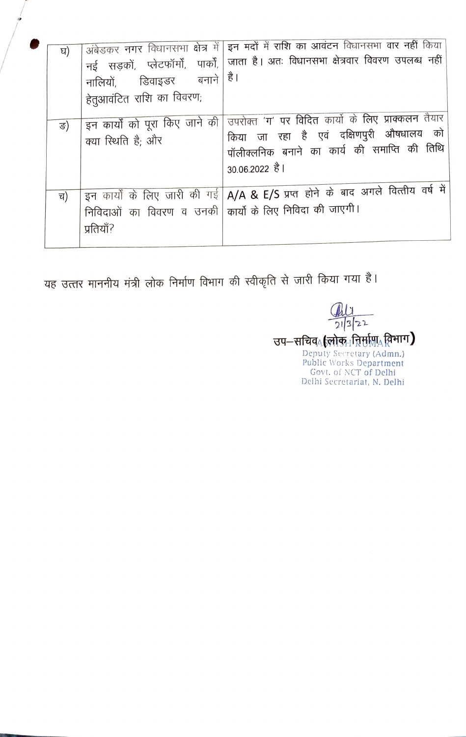| | | |
|---|---|---|
| घ) | अंबेडकर नगर विधानसभा क्षेत्र में नई सड़कों, प्लेटफॉर्मों, पार्कों, नालियों, डिवाइडर बनाने हेतुआवंटित राशि का विवरण; | इन मदों में राशि का आवंटन विधानसभा वार नहीं किया जाता है। अतः विधानसभा क्षेत्रवार विवरण उपलब्ध नहीं है। |
| ङ) | इन कार्यों को पूरा किए जाने की क्या स्थिति है; और | उपरोक्त 'ग' पर विदित कार्यों के लिए प्राक्कलन तैयार किया जा रहा है एवं दक्षिणपुरी औषधालय को पॉलीक्लिनिक बनाने का कार्य की समाप्ति की तिथि 30.06.2022 है। |
| च) | इन कार्यों के लिए जारी की गई निविदाओं का विवरण व उनकी प्रतियाँ? | A/A & E/S प्रप्त होने के बाद अगले वित्तीय वर्ष में कार्यों के लिए निविदा की जाएगी। |

यह उत्तर माननीय मंत्री लोक निर्माण विभाग की स्वीकृति से जारी किया गया है।

21/3/22

उप–सचिव (लोक निर्माण विभाग)

ASHISH KUMAR
Deputy Secretary (Admn.)
Public Works Department
Govt. of NCT of Delhi
Delhi Secretariat, N. Delhi